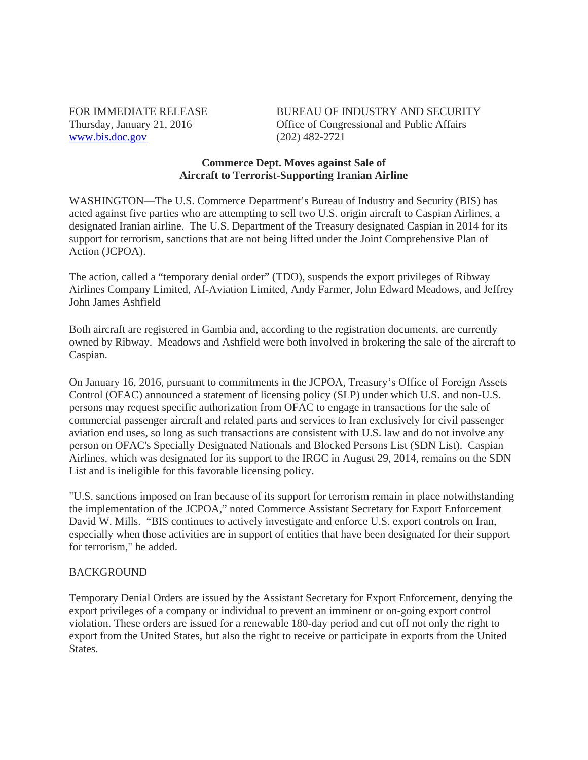FOR IMMEDIATE RELEASE
Thursday, January 21, 2016
www.bis.doc.gov

BUREAU OF INDUSTRY AND SECURITY
Office of Congressional and Public Affairs
(202) 482-2721

**Commerce Dept. Moves against Sale of Aircraft to Terrorist-Supporting Iranian Airline**

WASHINGTON—The U.S. Commerce Department's Bureau of Industry and Security (BIS) has acted against five parties who are attempting to sell two U.S. origin aircraft to Caspian Airlines, a designated Iranian airline. The U.S. Department of the Treasury designated Caspian in 2014 for its support for terrorism, sanctions that are not being lifted under the Joint Comprehensive Plan of Action (JCPOA).

The action, called a "temporary denial order" (TDO), suspends the export privileges of Ribway Airlines Company Limited, Af-Aviation Limited, Andy Farmer, John Edward Meadows, and Jeffrey John James Ashfield

Both aircraft are registered in Gambia and, according to the registration documents, are currently owned by Ribway. Meadows and Ashfield were both involved in brokering the sale of the aircraft to Caspian.

On January 16, 2016, pursuant to commitments in the JCPOA, Treasury's Office of Foreign Assets Control (OFAC) announced a statement of licensing policy (SLP) under which U.S. and non-U.S. persons may request specific authorization from OFAC to engage in transactions for the sale of commercial passenger aircraft and related parts and services to Iran exclusively for civil passenger aviation end uses, so long as such transactions are consistent with U.S. law and do not involve any person on OFAC's Specially Designated Nationals and Blocked Persons List (SDN List). Caspian Airlines, which was designated for its support to the IRGC in August 29, 2014, remains on the SDN List and is ineligible for this favorable licensing policy.

"U.S. sanctions imposed on Iran because of its support for terrorism remain in place notwithstanding the implementation of the JCPOA," noted Commerce Assistant Secretary for Export Enforcement David W. Mills. "BIS continues to actively investigate and enforce U.S. export controls on Iran, especially when those activities are in support of entities that have been designated for their support for terrorism," he added.

BACKGROUND

Temporary Denial Orders are issued by the Assistant Secretary for Export Enforcement, denying the export privileges of a company or individual to prevent an imminent or on-going export control violation. These orders are issued for a renewable 180-day period and cut off not only the right to export from the United States, but also the right to receive or participate in exports from the United States.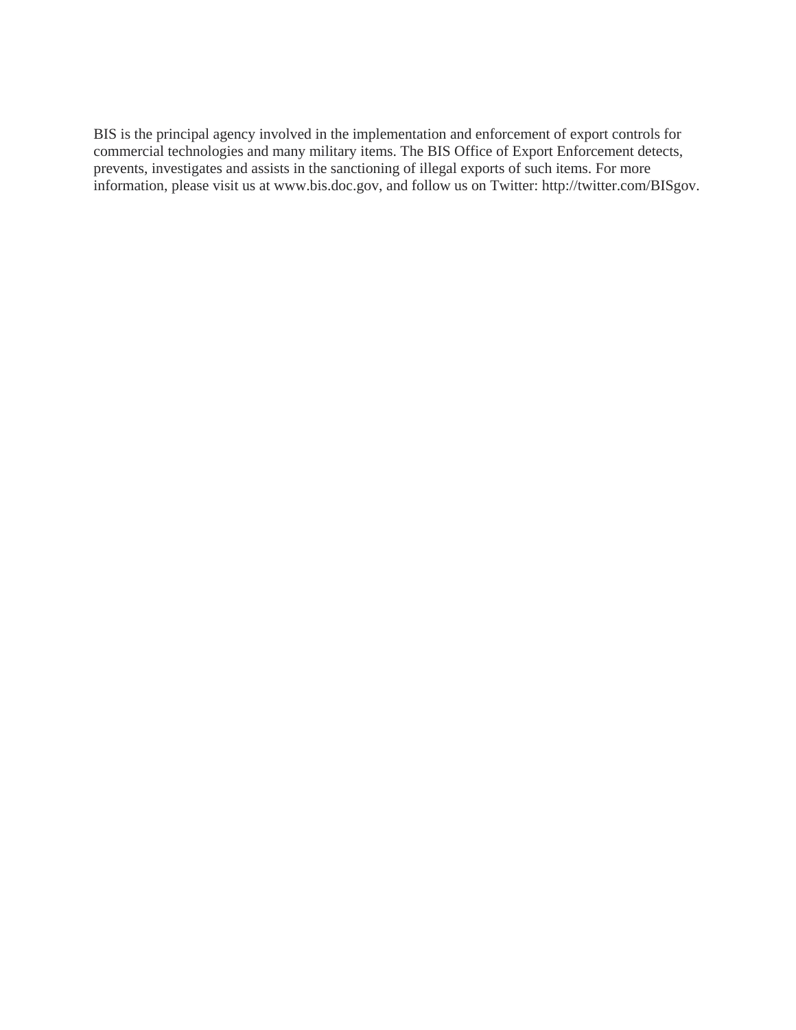BIS is the principal agency involved in the implementation and enforcement of export controls for commercial technologies and many military items. The BIS Office of Export Enforcement detects, prevents, investigates and assists in the sanctioning of illegal exports of such items. For more information, please visit us at www.bis.doc.gov, and follow us on Twitter: http://twitter.com/BISgov.